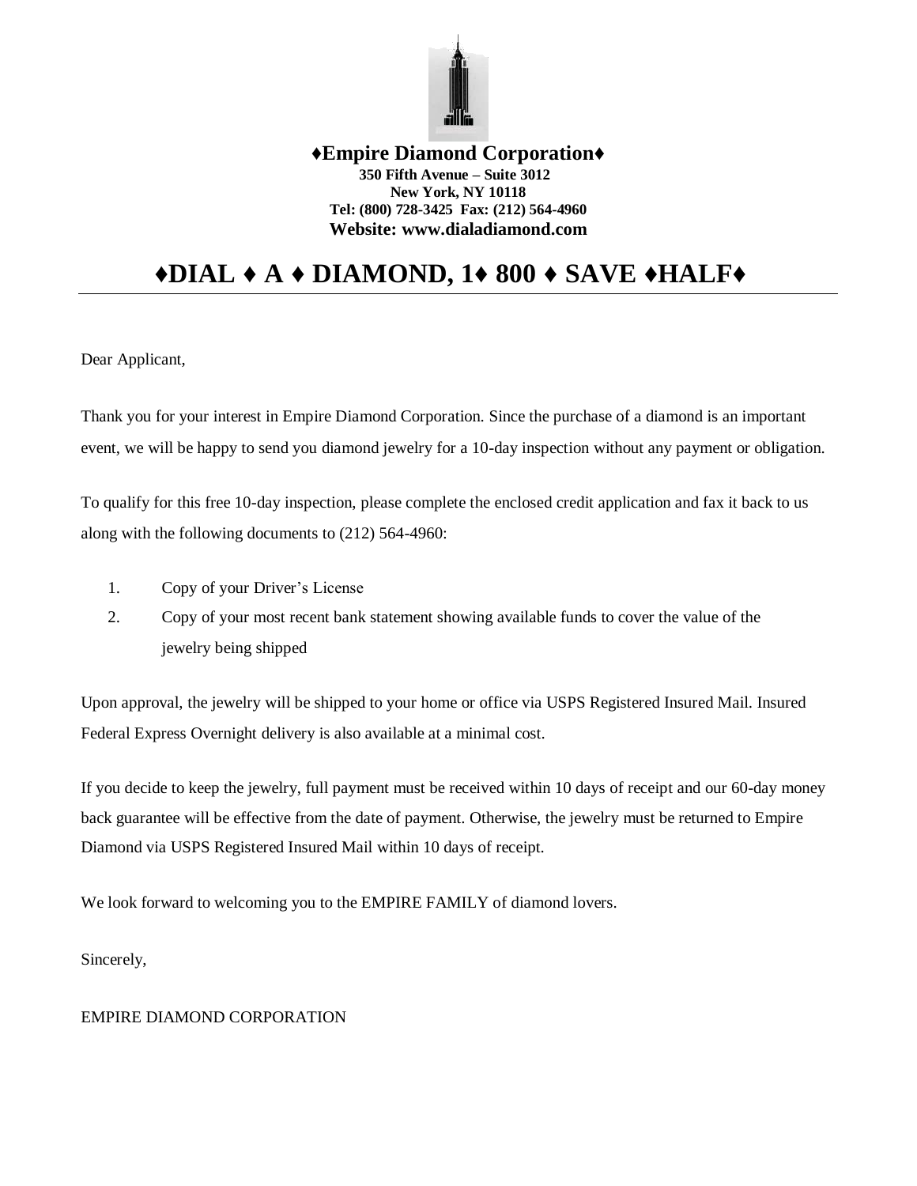**♦Empire Diamond Corporation♦**
**350 Fifth Avenue – Suite 3012**
**New York, NY 10118**
**Tel: (800) 728-3425 Fax: (212) 564-4960**
**Website: www.dialadiamond.com**

# ♦DIAL ♦ A ♦ DIAMOND, 1♦ 800 ♦ SAVE ♦HALF♦

Dear Applicant,

Thank you for your interest in Empire Diamond Corporation. Since the purchase of a diamond is an important event, we will be happy to send you diamond jewelry for a 10-day inspection without any payment or obligation.

To qualify for this free 10-day inspection, please complete the enclosed credit application and fax it back to us along with the following documents to (212) 564-4960:

1. Copy of your Driver's License
2. Copy of your most recent bank statement showing available funds to cover the value of the jewelry being shipped

Upon approval, the jewelry will be shipped to your home or office via USPS Registered Insured Mail. Insured Federal Express Overnight delivery is also available at a minimal cost.

If you decide to keep the jewelry, full payment must be received within 10 days of receipt and our 60-day money back guarantee will be effective from the date of payment. Otherwise, the jewelry must be returned to Empire Diamond via USPS Registered Insured Mail within 10 days of receipt.

We look forward to welcoming you to the EMPIRE FAMILY of diamond lovers.

Sincerely,

EMPIRE DIAMOND CORPORATION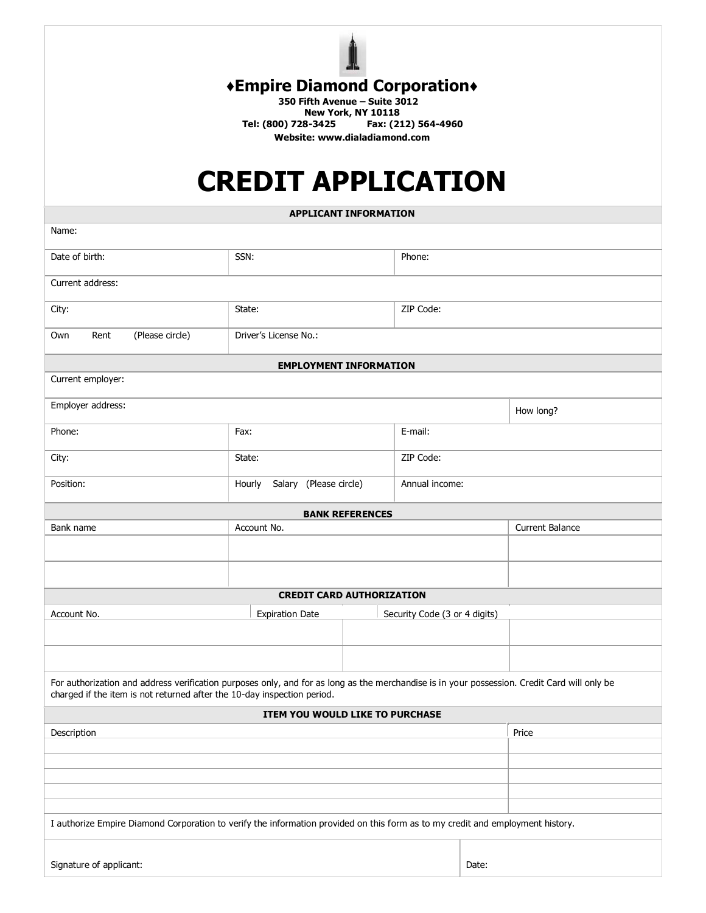## ♦Empire Diamond Corporation♦

**350 Fifth Avenue – Suite 3012**
**New York, NY 10118**
**Tel: (800) 728-3425 Fax: (212) 564-4960**
**Website: www.dialadiamond.com**

# CREDIT APPLICATION

### APPLICANT INFORMATION

| | | |
|---|---|---|
| Name: | | |
| Date of birth: | SSN: | Phone: |
| Current address: | | |
| City: | State: | ZIP Code: |
| Own Rent (Please circle) | Driver's License No.: | |

### EMPLOYMENT INFORMATION

| | | | |
|---|---|---|---|
| Current employer: | | | |
| Employer address: | | | How long? |
| Phone: | Fax: | E-mail: | |
| City: | State: | ZIP Code: | |
| Position: | Hourly Salary (Please circle) | Annual income: | |

### BANK REFERENCES

| Bank name | Account No. | Current Balance |
|---|---|---|
| | | |
| | | |

### CREDIT CARD AUTHORIZATION

| Account No. | Expiration Date | Security Code (3 or 4 digits) |
|---|---|---|
| | | |
| | | |

For authorization and address verification purposes only, and for as long as the merchandise is in your possession. Credit Card will only be charged if the item is not returned after the 10-day inspection period.

### ITEM YOU WOULD LIKE TO PURCHASE

| Description | Price |
|---|---|
| | |
| | |
| | |
| | |
| | |

I authorize Empire Diamond Corporation to verify the information provided on this form as to my credit and employment history.

| | |
|---|---|
| Signature of applicant: | Date: |